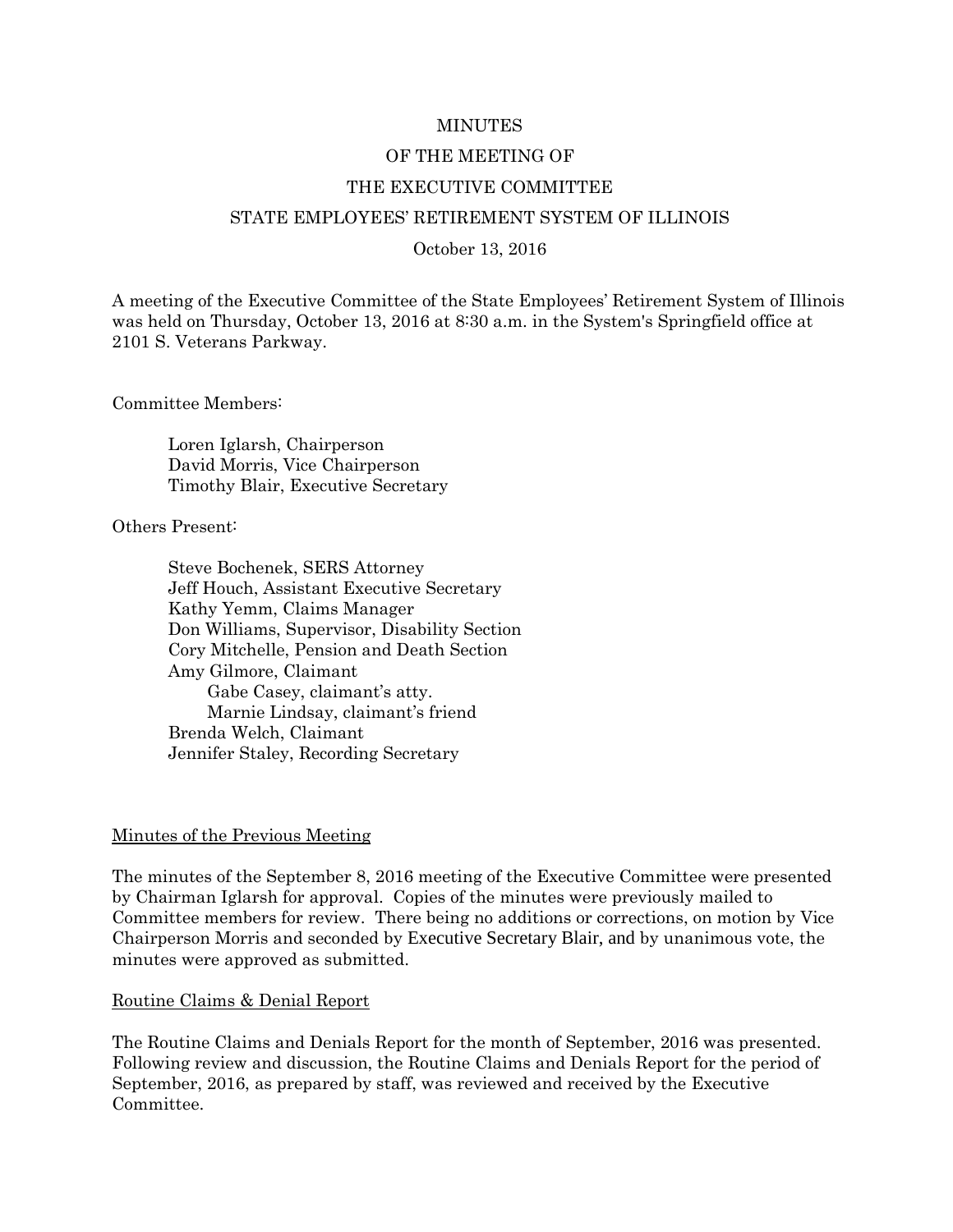MINUTES

OF THE MEETING OF

THE EXECUTIVE COMMITTEE

STATE EMPLOYEES' RETIREMENT SYSTEM OF ILLINOIS

October 13, 2016

A meeting of the Executive Committee of the State Employees' Retirement System of Illinois was held on Thursday, October 13, 2016 at 8:30 a.m. in the System's Springfield office at 2101 S. Veterans Parkway.

Committee Members:

Loren Iglarsh, Chairperson
David Morris, Vice Chairperson
Timothy Blair, Executive Secretary

Others Present:

Steve Bochenek, SERS Attorney
Jeff Houch, Assistant Executive Secretary
Kathy Yemm, Claims Manager
Don Williams, Supervisor, Disability Section
Cory Mitchelle, Pension and Death Section
Amy Gilmore, Claimant
Gabe Casey, claimant's atty.
Marnie Lindsay, claimant's friend
Brenda Welch, Claimant
Jennifer Staley, Recording Secretary

Minutes of the Previous Meeting

The minutes of the September 8, 2016 meeting of the Executive Committee were presented by Chairman Iglarsh for approval. Copies of the minutes were previously mailed to Committee members for review. There being no additions or corrections, on motion by Vice Chairperson Morris and seconded by Executive Secretary Blair, and by unanimous vote, the minutes were approved as submitted.

Routine Claims & Denial Report

The Routine Claims and Denials Report for the month of September, 2016 was presented. Following review and discussion, the Routine Claims and Denials Report for the period of September, 2016, as prepared by staff, was reviewed and received by the Executive Committee.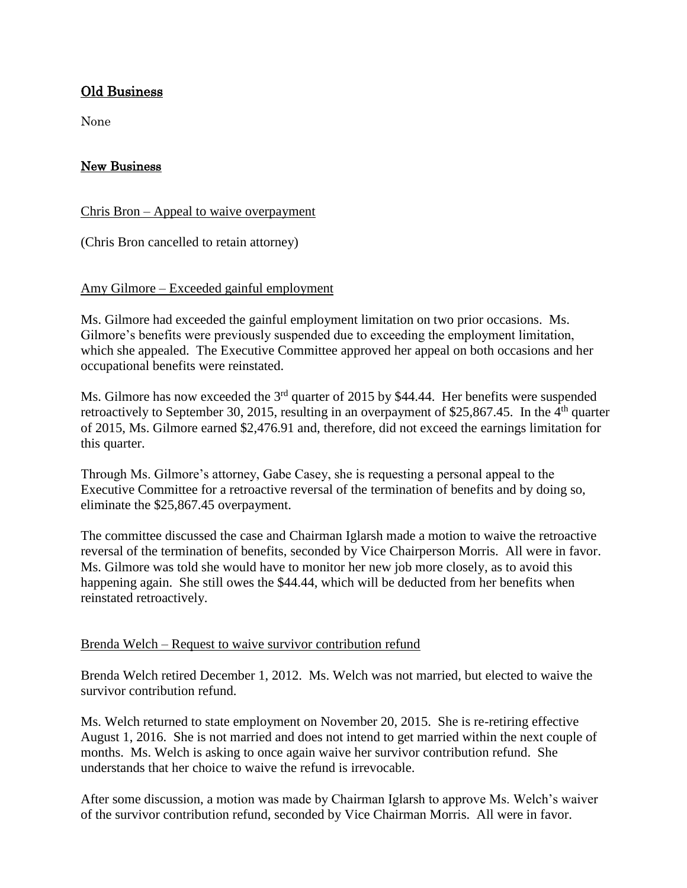## Old Business

None

## New Business

Chris Bron – Appeal to waive overpayment

(Chris Bron cancelled to retain attorney)

Amy Gilmore – Exceeded gainful employment

Ms. Gilmore had exceeded the gainful employment limitation on two prior occasions. Ms. Gilmore's benefits were previously suspended due to exceeding the employment limitation, which she appealed. The Executive Committee approved her appeal on both occasions and her occupational benefits were reinstated.

Ms. Gilmore has now exceeded the 3rd quarter of 2015 by $44.44. Her benefits were suspended retroactively to September 30, 2015, resulting in an overpayment of $25,867.45. In the 4th quarter of 2015, Ms. Gilmore earned $2,476.91 and, therefore, did not exceed the earnings limitation for this quarter.

Through Ms. Gilmore's attorney, Gabe Casey, she is requesting a personal appeal to the Executive Committee for a retroactive reversal of the termination of benefits and by doing so, eliminate the $25,867.45 overpayment.

The committee discussed the case and Chairman Iglarsh made a motion to waive the retroactive reversal of the termination of benefits, seconded by Vice Chairperson Morris. All were in favor. Ms. Gilmore was told she would have to monitor her new job more closely, as to avoid this happening again. She still owes the $44.44, which will be deducted from her benefits when reinstated retroactively.

Brenda Welch – Request to waive survivor contribution refund

Brenda Welch retired December 1, 2012. Ms. Welch was not married, but elected to waive the survivor contribution refund.

Ms. Welch returned to state employment on November 20, 2015. She is re-retiring effective August 1, 2016. She is not married and does not intend to get married within the next couple of months. Ms. Welch is asking to once again waive her survivor contribution refund. She understands that her choice to waive the refund is irrevocable.

After some discussion, a motion was made by Chairman Iglarsh to approve Ms. Welch's waiver of the survivor contribution refund, seconded by Vice Chairman Morris. All were in favor.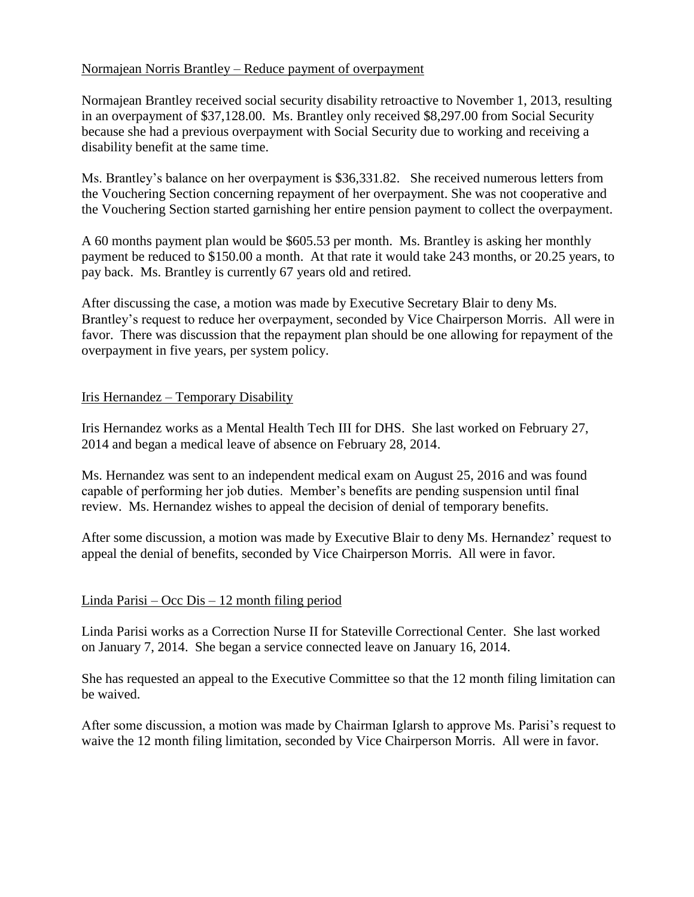Normajean Norris Brantley – Reduce payment of overpayment

Normajean Brantley received social security disability retroactive to November 1, 2013, resulting in an overpayment of $37,128.00. Ms. Brantley only received $8,297.00 from Social Security because she had a previous overpayment with Social Security due to working and receiving a disability benefit at the same time.

Ms. Brantley's balance on her overpayment is $36,331.82. She received numerous letters from the Vouchering Section concerning repayment of her overpayment. She was not cooperative and the Vouchering Section started garnishing her entire pension payment to collect the overpayment.

A 60 months payment plan would be $605.53 per month. Ms. Brantley is asking her monthly payment be reduced to $150.00 a month. At that rate it would take 243 months, or 20.25 years, to pay back. Ms. Brantley is currently 67 years old and retired.

After discussing the case, a motion was made by Executive Secretary Blair to deny Ms. Brantley's request to reduce her overpayment, seconded by Vice Chairperson Morris. All were in favor. There was discussion that the repayment plan should be one allowing for repayment of the overpayment in five years, per system policy.

Iris Hernandez – Temporary Disability

Iris Hernandez works as a Mental Health Tech III for DHS. She last worked on February 27, 2014 and began a medical leave of absence on February 28, 2014.

Ms. Hernandez was sent to an independent medical exam on August 25, 2016 and was found capable of performing her job duties. Member's benefits are pending suspension until final review. Ms. Hernandez wishes to appeal the decision of denial of temporary benefits.

After some discussion, a motion was made by Executive Blair to deny Ms. Hernandez' request to appeal the denial of benefits, seconded by Vice Chairperson Morris. All were in favor.

Linda Parisi – Occ Dis – 12 month filing period

Linda Parisi works as a Correction Nurse II for Stateville Correctional Center. She last worked on January 7, 2014. She began a service connected leave on January 16, 2014.

She has requested an appeal to the Executive Committee so that the 12 month filing limitation can be waived.

After some discussion, a motion was made by Chairman Iglarsh to approve Ms. Parisi's request to waive the 12 month filing limitation, seconded by Vice Chairperson Morris. All were in favor.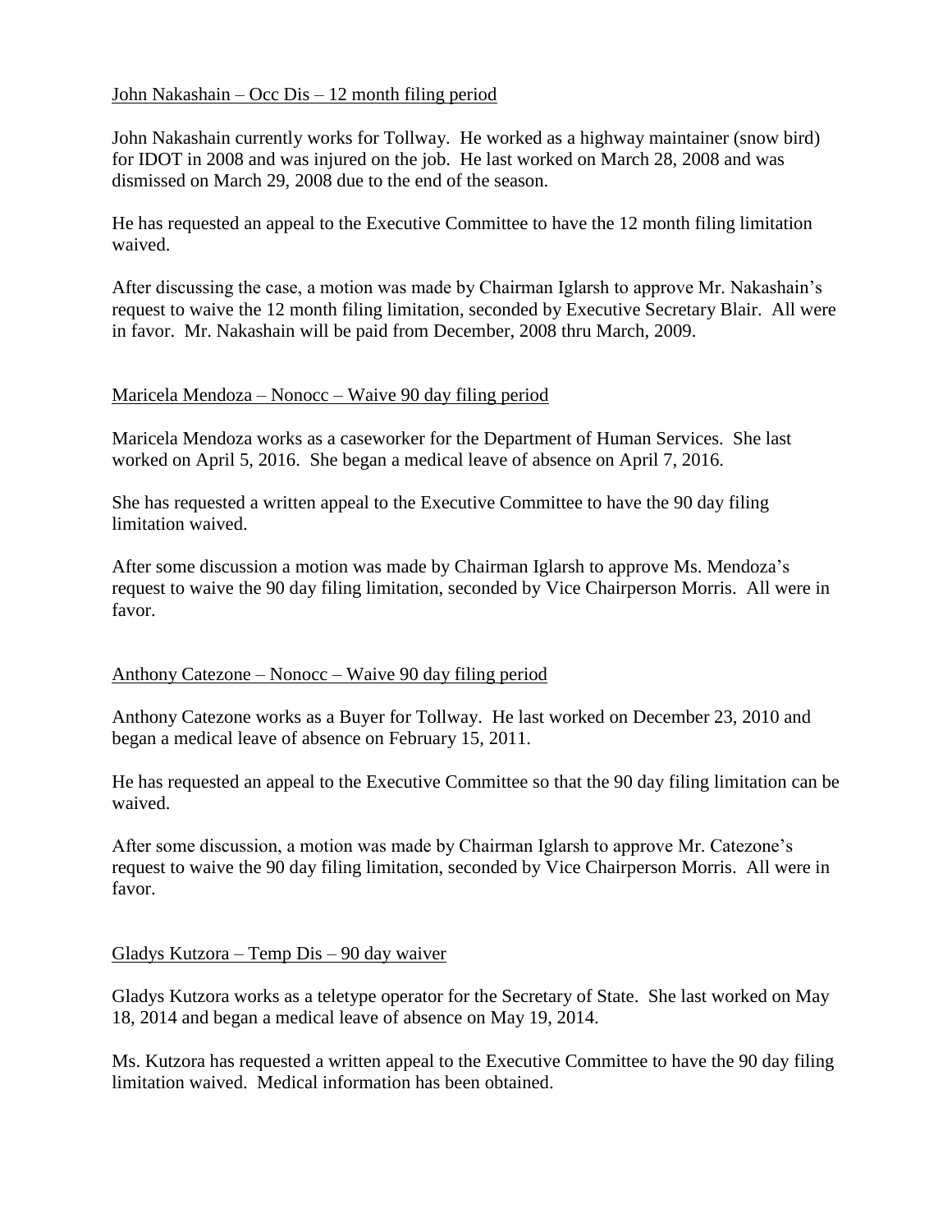John Nakashain – Occ Dis – 12 month filing period

John Nakashain currently works for Tollway. He worked as a highway maintainer (snow bird) for IDOT in 2008 and was injured on the job. He last worked on March 28, 2008 and was dismissed on March 29, 2008 due to the end of the season.

He has requested an appeal to the Executive Committee to have the 12 month filing limitation waived.

After discussing the case, a motion was made by Chairman Iglarsh to approve Mr. Nakashain's request to waive the 12 month filing limitation, seconded by Executive Secretary Blair. All were in favor. Mr. Nakashain will be paid from December, 2008 thru March, 2009.

Maricela Mendoza – Nonocc – Waive 90 day filing period

Maricela Mendoza works as a caseworker for the Department of Human Services. She last worked on April 5, 2016. She began a medical leave of absence on April 7, 2016.

She has requested a written appeal to the Executive Committee to have the 90 day filing limitation waived.

After some discussion a motion was made by Chairman Iglarsh to approve Ms. Mendoza's request to waive the 90 day filing limitation, seconded by Vice Chairperson Morris. All were in favor.

Anthony Catezone – Nonocc – Waive 90 day filing period

Anthony Catezone works as a Buyer for Tollway. He last worked on December 23, 2010 and began a medical leave of absence on February 15, 2011.

He has requested an appeal to the Executive Committee so that the 90 day filing limitation can be waived.

After some discussion, a motion was made by Chairman Iglarsh to approve Mr. Catezone's request to waive the 90 day filing limitation, seconded by Vice Chairperson Morris. All were in favor.

Gladys Kutzora – Temp Dis – 90 day waiver

Gladys Kutzora works as a teletype operator for the Secretary of State. She last worked on May 18, 2014 and began a medical leave of absence on May 19, 2014.

Ms. Kutzora has requested a written appeal to the Executive Committee to have the 90 day filing limitation waived. Medical information has been obtained.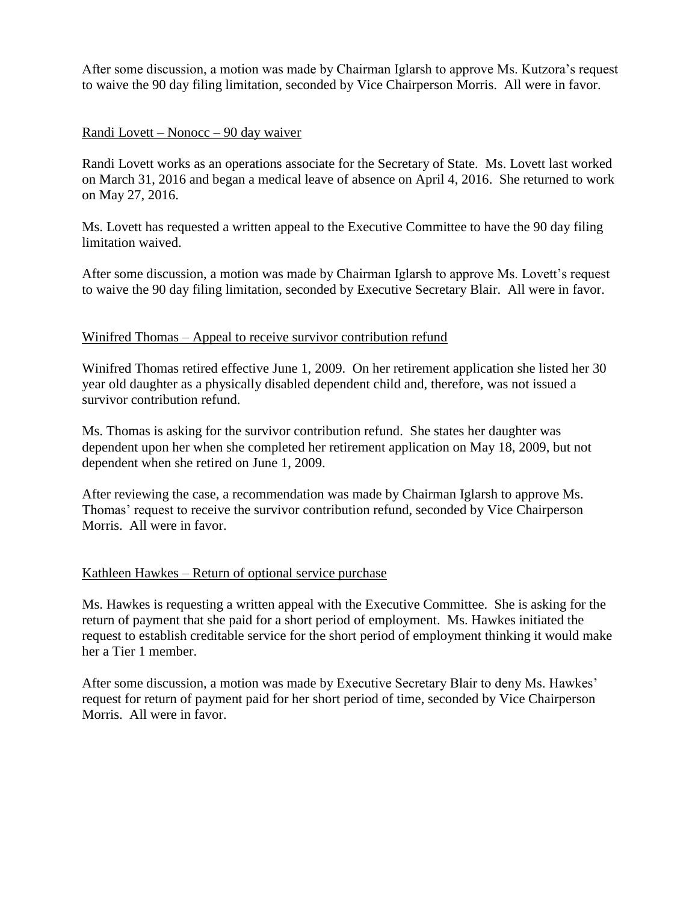After some discussion, a motion was made by Chairman Iglarsh to approve Ms. Kutzora's request to waive the 90 day filing limitation, seconded by Vice Chairperson Morris. All were in favor.

<u>Randi Lovett – Nonocc – 90 day waiver</u>

Randi Lovett works as an operations associate for the Secretary of State. Ms. Lovett last worked on March 31, 2016 and began a medical leave of absence on April 4, 2016. She returned to work on May 27, 2016.

Ms. Lovett has requested a written appeal to the Executive Committee to have the 90 day filing limitation waived.

After some discussion, a motion was made by Chairman Iglarsh to approve Ms. Lovett's request to waive the 90 day filing limitation, seconded by Executive Secretary Blair. All were in favor.

<u>Winifred Thomas – Appeal to receive survivor contribution refund</u>

Winifred Thomas retired effective June 1, 2009. On her retirement application she listed her 30 year old daughter as a physically disabled dependent child and, therefore, was not issued a survivor contribution refund.

Ms. Thomas is asking for the survivor contribution refund. She states her daughter was dependent upon her when she completed her retirement application on May 18, 2009, but not dependent when she retired on June 1, 2009.

After reviewing the case, a recommendation was made by Chairman Iglarsh to approve Ms. Thomas' request to receive the survivor contribution refund, seconded by Vice Chairperson Morris. All were in favor.

<u>Kathleen Hawkes – Return of optional service purchase</u>

Ms. Hawkes is requesting a written appeal with the Executive Committee. She is asking for the return of payment that she paid for a short period of employment. Ms. Hawkes initiated the request to establish creditable service for the short period of employment thinking it would make her a Tier 1 member.

After some discussion, a motion was made by Executive Secretary Blair to deny Ms. Hawkes' request for return of payment paid for her short period of time, seconded by Vice Chairperson Morris. All were in favor.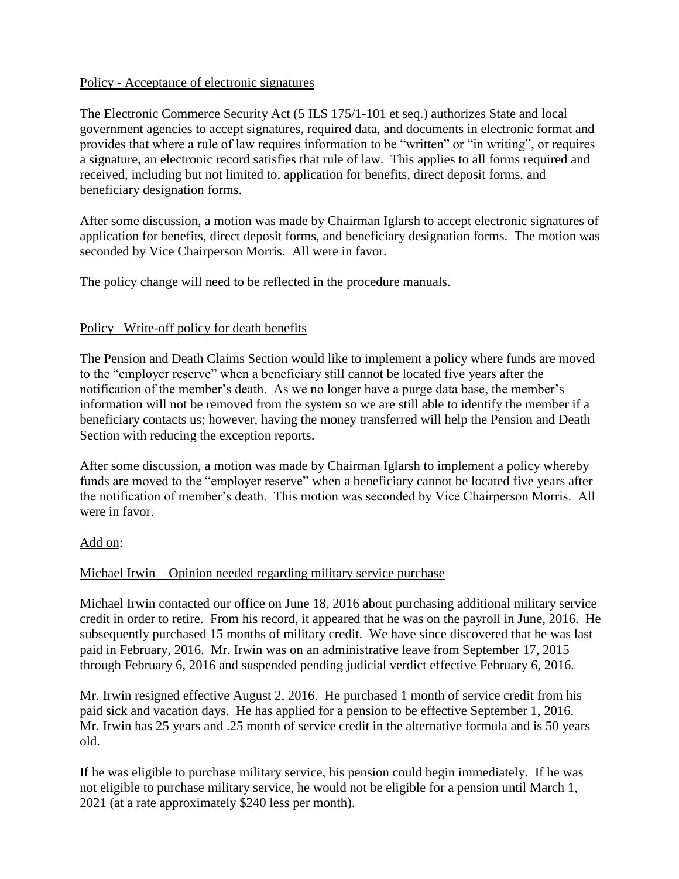Policy - Acceptance of electronic signatures

The Electronic Commerce Security Act (5 ILS 175/1-101 et seq.) authorizes State and local government agencies to accept signatures, required data, and documents in electronic format and provides that where a rule of law requires information to be "written" or "in writing", or requires a signature, an electronic record satisfies that rule of law. This applies to all forms required and received, including but not limited to, application for benefits, direct deposit forms, and beneficiary designation forms.

After some discussion, a motion was made by Chairman Iglarsh to accept electronic signatures of application for benefits, direct deposit forms, and beneficiary designation forms. The motion was seconded by Vice Chairperson Morris. All were in favor.

The policy change will need to be reflected in the procedure manuals.

Policy –Write-off policy for death benefits

The Pension and Death Claims Section would like to implement a policy where funds are moved to the "employer reserve" when a beneficiary still cannot be located five years after the notification of the member's death. As we no longer have a purge data base, the member's information will not be removed from the system so we are still able to identify the member if a beneficiary contacts us; however, having the money transferred will help the Pension and Death Section with reducing the exception reports.

After some discussion, a motion was made by Chairman Iglarsh to implement a policy whereby funds are moved to the "employer reserve" when a beneficiary cannot be located five years after the notification of member's death. This motion was seconded by Vice Chairperson Morris. All were in favor.

Add on:

Michael Irwin – Opinion needed regarding military service purchase

Michael Irwin contacted our office on June 18, 2016 about purchasing additional military service credit in order to retire. From his record, it appeared that he was on the payroll in June, 2016. He subsequently purchased 15 months of military credit. We have since discovered that he was last paid in February, 2016. Mr. Irwin was on an administrative leave from September 17, 2015 through February 6, 2016 and suspended pending judicial verdict effective February 6, 2016.

Mr. Irwin resigned effective August 2, 2016. He purchased 1 month of service credit from his paid sick and vacation days. He has applied for a pension to be effective September 1, 2016. Mr. Irwin has 25 years and .25 month of service credit in the alternative formula and is 50 years old.

If he was eligible to purchase military service, his pension could begin immediately. If he was not eligible to purchase military service, he would not be eligible for a pension until March 1, 2021 (at a rate approximately $240 less per month).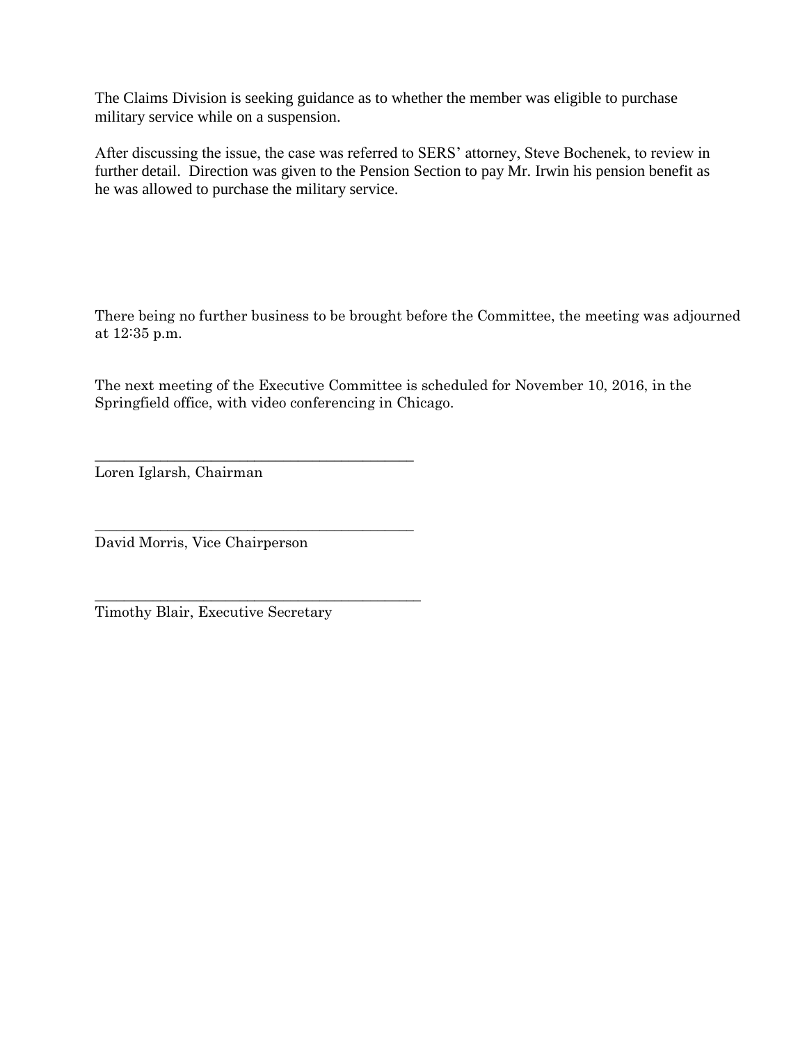The Claims Division is seeking guidance as to whether the member was eligible to purchase military service while on a suspension.

After discussing the issue, the case was referred to SERS' attorney, Steve Bochenek, to review in further detail. Direction was given to the Pension Section to pay Mr. Irwin his pension benefit as he was allowed to purchase the military service.

There being no further business to be brought before the Committee, the meeting was adjourned at 12:35 p.m.

The next meeting of the Executive Committee is scheduled for November 10, 2016, in the Springfield office, with video conferencing in Chicago.

\_\_\_\_\_\_\_\_\_\_\_\_\_\_\_\_\_\_\_\_\_\_\_\_\_\_\_\_\_\_\_\_\_\_\_\_\_\_\_\_\_\_

Loren Iglarsh, Chairman

\_\_\_\_\_\_\_\_\_\_\_\_\_\_\_\_\_\_\_\_\_\_\_\_\_\_\_\_\_\_\_\_\_\_\_\_\_\_\_\_\_\_

David Morris, Vice Chairperson

\_\_\_\_\_\_\_\_\_\_\_\_\_\_\_\_\_\_\_\_\_\_\_\_\_\_\_\_\_\_\_\_\_\_\_\_\_\_\_\_\_\_

Timothy Blair, Executive Secretary